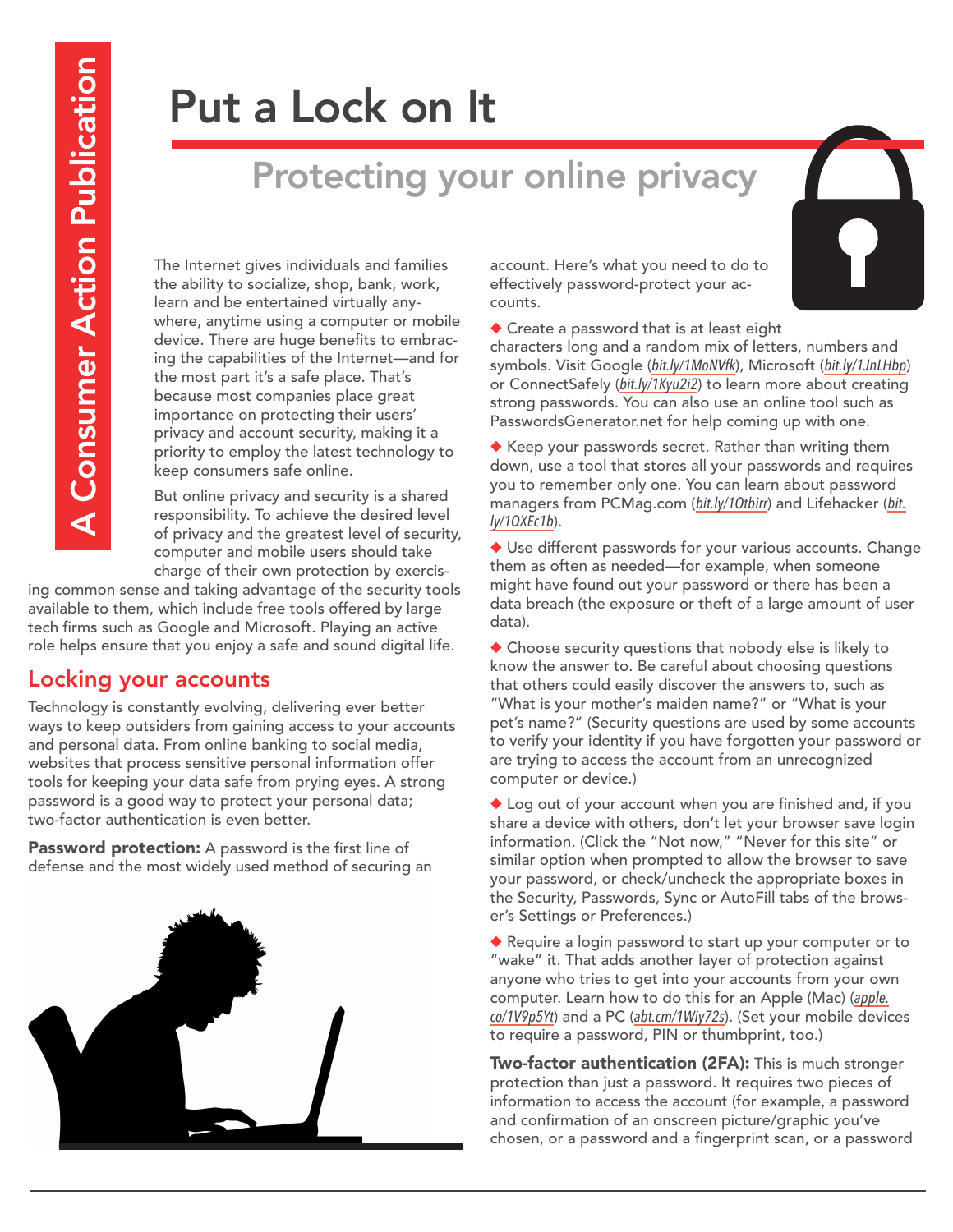A Consumer Action Publication

# Put a Lock on It

## Protecting your online privacy

The Internet gives individuals and families the ability to socialize, shop, bank, work, learn and be entertained virtually anywhere, anytime using a computer or mobile device. There are huge benefits to embracing the capabilities of the Internet—and for the most part it's a safe place. That's because most companies place great importance on protecting their users' privacy and account security, making it a priority to employ the latest technology to keep consumers safe online.

But online privacy and security is a shared responsibility. To achieve the desired level of privacy and the greatest level of security, computer and mobile users should take charge of their own protection by exercising common sense and taking advantage of the security tools available to them, which include free tools offered by large tech firms such as Google and Microsoft. Playing an active role helps ensure that you enjoy a safe and sound digital life.

## Locking your accounts

Technology is constantly evolving, delivering ever better ways to keep outsiders from gaining access to your accounts and personal data. From online banking to social media, websites that process sensitive personal information offer tools for keeping your data safe from prying eyes. A strong password is a good way to protect your personal data; two-factor authentication is even better.

**Password protection:** A password is the first line of defense and the most widely used method of securing an account. Here's what you need to do to effectively password-protect your accounts.

- Create a password that is at least eight characters long and a random mix of letters, numbers and symbols. Visit Google (*bit.ly/1MoNVfk*), Microsoft (*bit.ly/1JnLHbp*) or ConnectSafely (*bit.ly/1Kyu2i2*) to learn more about creating strong passwords. You can also use an online tool such as PasswordsGenerator.net for help coming up with one.
- Keep your passwords secret. Rather than writing them down, use a tool that stores all your passwords and requires you to remember only one. You can learn about password managers from PCMag.com (*bit.ly/1Otbirr*) and Lifehacker (*bit.ly/1QXEc1b*).
- Use different passwords for your various accounts. Change them as often as needed—for example, when someone might have found out your password or there has been a data breach (the exposure or theft of a large amount of user data).
- Choose security questions that nobody else is likely to know the answer to. Be careful about choosing questions that others could easily discover the answers to, such as "What is your mother's maiden name?" or "What is your pet's name?" (Security questions are used by some accounts to verify your identity if you have forgotten your password or are trying to access the account from an unrecognized computer or device.)
- Log out of your account when you are finished and, if you share a device with others, don't let your browser save login information. (Click the "Not now," "Never for this site" or similar option when prompted to allow the browser to save your password, or check/uncheck the appropriate boxes in the Security, Passwords, Sync or AutoFill tabs of the browser's Settings or Preferences.)
- Require a login password to start up your computer or to "wake" it. That adds another layer of protection against anyone who tries to get into your accounts from your own computer. Learn how to do this for an Apple (Mac) (*apple.co/1V9p5Yt*) and a PC (*abt.cm/1Wiy72s*). (Set your mobile devices to require a password, PIN or thumbprint, too.)

**Two-factor authentication (2FA):** This is much stronger protection than just a password. It requires two pieces of information to access the account (for example, a password and confirmation of an onscreen picture/graphic you've chosen, or a password and a fingerprint scan, or a password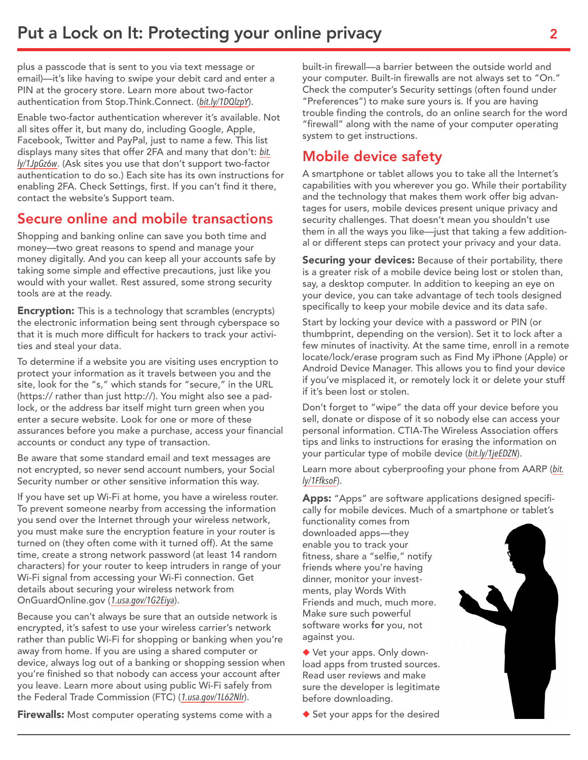plus a passcode that is sent to you via text message or email)—it's like having to swipe your debit card and enter a PIN at the grocery store. Learn more about two-factor authentication from Stop.Think.Connect. (*bit.ly/1DQlzpY*).

Enable two-factor authentication wherever it's available. Not all sites offer it, but many do, including Google, Apple, Facebook, Twitter and PayPal, just to name a few. This list displays many sites that offer 2FA and many that don't: *bit.ly/1JpGz6w*. (Ask sites you use that don't support two-factor authentication to do so.) Each site has its own instructions for enabling 2FA. Check Settings, first. If you can't find it there, contact the website's Support team.

## Secure online and mobile transactions

Shopping and banking online can save you both time and money—two great reasons to spend and manage your money digitally. And you can keep all your accounts safe by taking some simple and effective precautions, just like you would with your wallet. Rest assured, some strong security tools are at the ready.

**Encryption:** This is a technology that scrambles (encrypts) the electronic information being sent through cyberspace so that it is much more difficult for hackers to track your activities and steal your data.

To determine if a website you are visiting uses encryption to protect your information as it travels between you and the site, look for the "s," which stands for "secure," in the URL (https:// rather than just http://). You might also see a padlock, or the address bar itself might turn green when you enter a secure website. Look for one or more of these assurances before you make a purchase, access your financial accounts or conduct any type of transaction.

Be aware that some standard email and text messages are not encrypted, so never send account numbers, your Social Security number or other sensitive information this way.

If you have set up Wi-Fi at home, you have a wireless router. To prevent someone nearby from accessing the information you send over the Internet through your wireless network, you must make sure the encryption feature in your router is turned on (they often come with it turned off). At the same time, create a strong network password (at least 14 random characters) for your router to keep intruders in range of your Wi-Fi signal from accessing your Wi-Fi connection. Get details about securing your wireless network from OnGuardOnline.gov (*1.usa.gov/1G2Eiya*).

Because you can't always be sure that an outside network is encrypted, it's safest to use your wireless carrier's network rather than public Wi-Fi for shopping or banking when you're away from home. If you are using a shared computer or device, always log out of a banking or shopping session when you're finished so that nobody can access your account after you leave. Learn more about using public Wi-Fi safely from the Federal Trade Commission (FTC) (*1.usa.gov/1L62Nlr*).

**Firewalls:** Most computer operating systems come with a built-in firewall—a barrier between the outside world and your computer. Built-in firewalls are not always set to "On." Check the computer's Security settings (often found under "Preferences") to make sure yours is. If you are having trouble finding the controls, do an online search for the word "firewall" along with the name of your computer operating system to get instructions.

## Mobile device safety

A smartphone or tablet allows you to take all the Internet's capabilities with you wherever you go. While their portability and the technology that makes them work offer big advantages for users, mobile devices present unique privacy and security challenges. That doesn't mean you shouldn't use them in all the ways you like—just that taking a few additional or different steps can protect your privacy and your data.

**Securing your devices:** Because of their portability, there is a greater risk of a mobile device being lost or stolen than, say, a desktop computer. In addition to keeping an eye on your device, you can take advantage of tech tools designed specifically to keep your mobile device and its data safe.

Start by locking your device with a password or PIN (or thumbprint, depending on the version). Set it to lock after a few minutes of inactivity. At the same time, enroll in a remote locate/lock/erase program such as Find My iPhone (Apple) or Android Device Manager. This allows you to find your device if you've misplaced it, or remotely lock it or delete your stuff if it's been lost or stolen.

Don't forget to "wipe" the data off your device before you sell, donate or dispose of it so nobody else can access your personal information. CTIA-The Wireless Association offers tips and links to instructions for erasing the information on your particular type of mobile device (*bit.ly/1jeEDZN*).

Learn more about cyberproofing your phone from AARP (*bit.ly/1FfksoF*).

**Apps:** "Apps" are software applications designed specifically for mobile devices. Much of a smartphone or tablet's functionality comes from downloaded apps—they enable you to track your fitness, share a "selfie," notify friends where you're having dinner, monitor your investments, play Words With Friends and much, much more. Make sure such powerful software works **for** you, not against you.

- Vet your apps. Only download apps from trusted sources. Read user reviews and make sure the developer is legitimate before downloading.
- Set your apps for the desired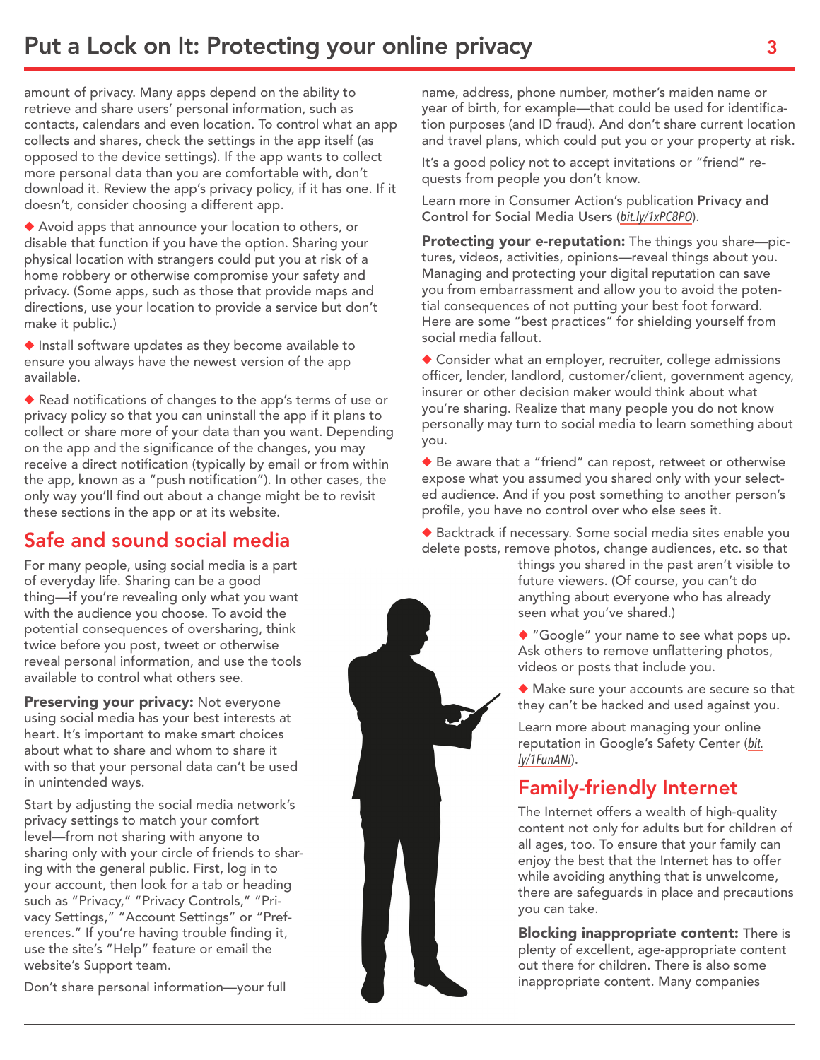amount of privacy. Many apps depend on the ability to retrieve and share users' personal information, such as contacts, calendars and even location. To control what an app collects and shares, check the settings in the app itself (as opposed to the device settings). If the app wants to collect more personal data than you are comfortable with, don't download it. Review the app's privacy policy, if it has one. If it doesn't, consider choosing a different app.

◆ Avoid apps that announce your location to others, or disable that function if you have the option. Sharing your physical location with strangers could put you at risk of a home robbery or otherwise compromise your safety and privacy. (Some apps, such as those that provide maps and directions, use your location to provide a service but don't make it public.)

◆ Install software updates as they become available to ensure you always have the newest version of the app available.

◆ Read notifications of changes to the app's terms of use or privacy policy so that you can uninstall the app if it plans to collect or share more of your data than you want. Depending on the app and the significance of the changes, you may receive a direct notification (typically by email or from within the app, known as a "push notification"). In other cases, the only way you'll find out about a change might be to revisit these sections in the app or at its website.

## Safe and sound social media

For many people, using social media is a part of everyday life. Sharing can be a good thing—**if** you're revealing only what you want with the audience you choose. To avoid the potential consequences of oversharing, think twice before you post, tweet or otherwise reveal personal information, and use the tools available to control what others see.

**Preserving your privacy:** Not everyone using social media has your best interests at heart. It's important to make smart choices about what to share and whom to share it with so that your personal data can't be used in unintended ways.

Start by adjusting the social media network's privacy settings to match your comfort level—from not sharing with anyone to sharing only with your circle of friends to sharing with the general public. First, log in to your account, then look for a tab or heading such as "Privacy," "Privacy Controls," "Privacy Settings," "Account Settings" or "Preferences." If you're having trouble finding it, use the site's "Help" feature or email the website's Support team.

Don't share personal information—your full name, address, phone number, mother's maiden name or year of birth, for example—that could be used for identification purposes (and ID fraud). And don't share current location and travel plans, which could put you or your property at risk.

It's a good policy not to accept invitations or "friend" requests from people you don't know.

Learn more in Consumer Action's publication **Privacy and Control for Social Media Users** (*bit.ly/1xPC8PO*).

**Protecting your e-reputation:** The things you share—pictures, videos, activities, opinions—reveal things about you. Managing and protecting your digital reputation can save you from embarrassment and allow you to avoid the potential consequences of not putting your best foot forward. Here are some "best practices" for shielding yourself from social media fallout.

◆ Consider what an employer, recruiter, college admissions officer, lender, landlord, customer/client, government agency, insurer or other decision maker would think about what you're sharing. Realize that many people you do not know personally may turn to social media to learn something about you.

◆ Be aware that a "friend" can repost, retweet or otherwise expose what you assumed you shared only with your selected audience. And if you post something to another person's profile, you have no control over who else sees it.

◆ Backtrack if necessary. Some social media sites enable you delete posts, remove photos, change audiences, etc. so that things you shared in the past aren't visible to future viewers. (Of course, you can't do anything about everyone who has already seen what you've shared.)

◆ "Google" your name to see what pops up. Ask others to remove unflattering photos, videos or posts that include you.

◆ Make sure your accounts are secure so that they can't be hacked and used against you.

Learn more about managing your online reputation in Google's Safety Center (*bit.ly/1FunANi*).

## Family-friendly Internet

The Internet offers a wealth of high-quality content not only for adults but for children of all ages, too. To ensure that your family can enjoy the best that the Internet has to offer while avoiding anything that is unwelcome, there are safeguards in place and precautions you can take.

**Blocking inappropriate content:** There is plenty of excellent, age-appropriate content out there for children. There is also some inappropriate content. Many companies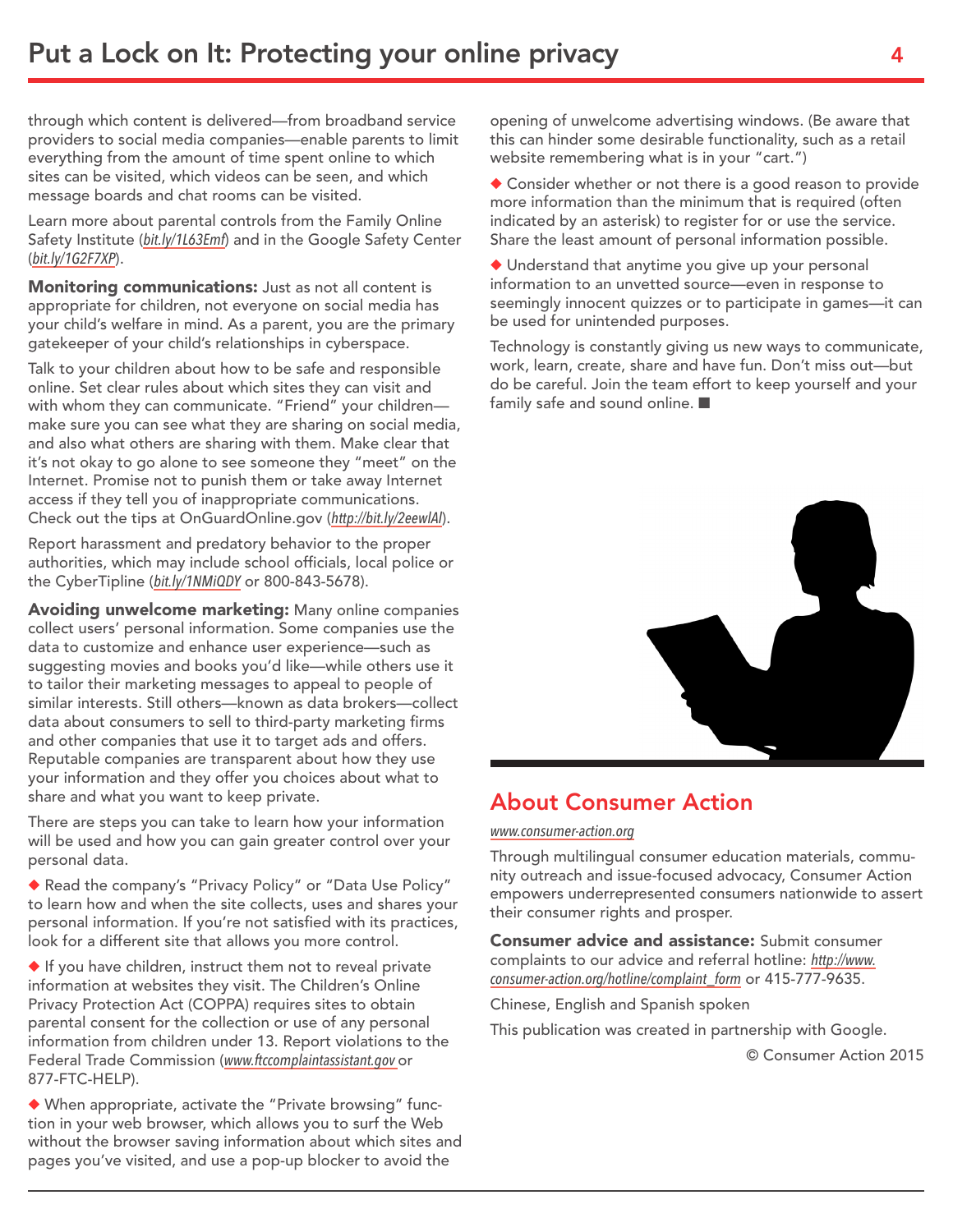through which content is delivered—from broadband service providers to social media companies—enable parents to limit everything from the amount of time spent online to which sites can be visited, which videos can be seen, and which message boards and chat rooms can be visited.

Learn more about parental controls from the Family Online Safety Institute (*bit.ly/1L63Emf*) and in the Google Safety Center (*bit.ly/1G2F7XP*).

**Monitoring communications:** Just as not all content is appropriate for children, not everyone on social media has your child's welfare in mind. As a parent, you are the primary gatekeeper of your child's relationships in cyberspace.

Talk to your children about how to be safe and responsible online. Set clear rules about which sites they can visit and with whom they can communicate. "Friend" your children—make sure you can see what they are sharing on social media, and also what others are sharing with them. Make clear that it's not okay to go alone to see someone they "meet" on the Internet. Promise not to punish them or take away Internet access if they tell you of inappropriate communications. Check out the tips at OnGuardOnline.gov (*http://bit.ly/2eewlAl*).

Report harassment and predatory behavior to the proper authorities, which may include school officials, local police or the CyberTipline (*bit.ly/1NMiQDY* or 800-843-5678).

**Avoiding unwelcome marketing:** Many online companies collect users' personal information. Some companies use the data to customize and enhance user experience—such as suggesting movies and books you'd like—while others use it to tailor their marketing messages to appeal to people of similar interests. Still others—known as data brokers—collect data about consumers to sell to third-party marketing firms and other companies that use it to target ads and offers. Reputable companies are transparent about how they use your information and they offer you choices about what to share and what you want to keep private.

There are steps you can take to learn how your information will be used and how you can gain greater control over your personal data.

- Read the company's "Privacy Policy" or "Data Use Policy" to learn how and when the site collects, uses and shares your personal information. If you're not satisfied with its practices, look for a different site that allows you more control.
- If you have children, instruct them not to reveal private information at websites they visit. The Children's Online Privacy Protection Act (COPPA) requires sites to obtain parental consent for the collection or use of any personal information from children under 13. Report violations to the Federal Trade Commission (*www.ftccomplaintassistant.gov* or 877-FTC-HELP).
- When appropriate, activate the "Private browsing" function in your web browser, which allows you to surf the Web without the browser saving information about which sites and pages you've visited, and use a pop-up blocker to avoid the opening of unwelcome advertising windows. (Be aware that this can hinder some desirable functionality, such as a retail website remembering what is in your "cart.")
- Consider whether or not there is a good reason to provide more information than the minimum that is required (often indicated by an asterisk) to register for or use the service. Share the least amount of personal information possible.
- Understand that anytime you give up your personal information to an unvetted source—even in response to seemingly innocent quizzes or to participate in games—it can be used for unintended purposes.

Technology is constantly giving us new ways to communicate, work, learn, create, share and have fun. Don't miss out—but do be careful. Join the team effort to keep yourself and your family safe and sound online. ■

## About Consumer Action

*www.consumer-action.org*

Through multilingual consumer education materials, community outreach and issue-focused advocacy, Consumer Action empowers underrepresented consumers nationwide to assert their consumer rights and prosper.

**Consumer advice and assistance:** Submit consumer complaints to our advice and referral hotline: *http://www.consumer-action.org/hotline/complaint_form* or 415-777-9635.

Chinese, English and Spanish spoken

This publication was created in partnership with Google.

© Consumer Action 2015